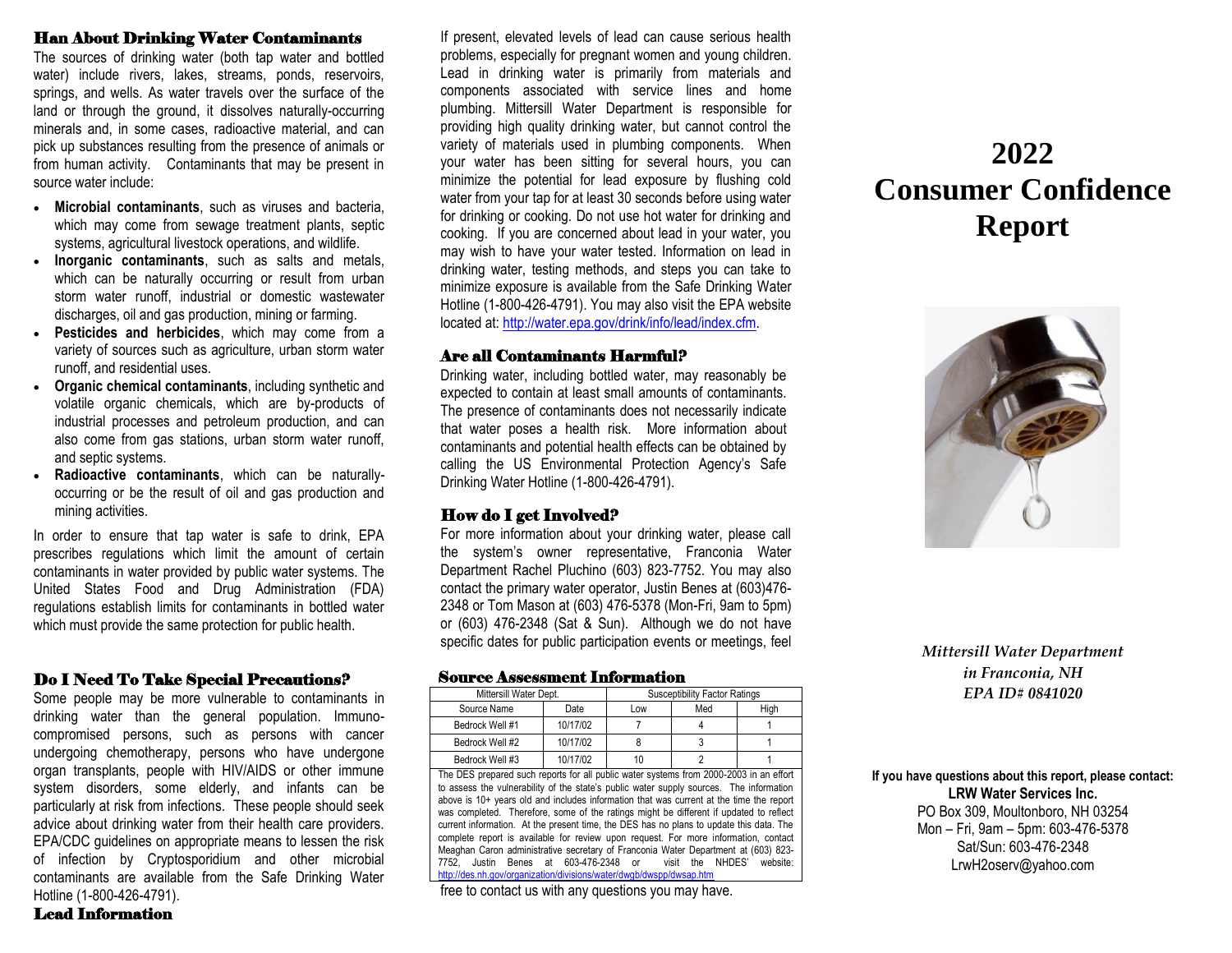## Han About Drinking Water Contaminants

The sources of drinking water (both tap water and bottled water) include rivers, lakes, streams, ponds, reservoirs, springs, and wells. As water travels over the surface of the land or through the ground, it dissolves naturally-occurring minerals and, in some cases, radioactive material, and can pick up substances resulting from the presence of animals or from human activity. Contaminants that may be present in source water include:

- **Microbial contaminants**, such as viruses and bacteria, which may come from sewage treatment plants, septic systems, agricultural livestock operations, and wildlife.
- **Inorganic contaminants**, such as salts and metals, which can be naturally occurring or result from urban storm water runoff, industrial or domestic wastewater discharges, oil and gas production, mining or farming.
- **Pesticides and herbicides**, which may come from a variety of sources such as agriculture, urban storm water runoff, and residential uses.
- **Organic chemical contaminants**, including synthetic and volatile organic chemicals, which are by-products of industrial processes and petroleum production, and can also come from gas stations, urban storm water runoff, and septic systems.
- **Radioactive contaminants**, which can be naturally-occurring or be the result of oil and gas production and mining activities.

In order to ensure that tap water is safe to drink, EPA prescribes regulations which limit the amount of certain contaminants in water provided by public water systems. The United States Food and Drug Administration (FDA) regulations establish limits for contaminants in bottled water which must provide the same protection for public health.

## Do I Need To Take Special Precautions?

Some people may be more vulnerable to contaminants in drinking water than the general population. Immuno-compromised persons, such as persons with cancer undergoing chemotherapy, persons who have undergone organ transplants, people with HIV/AIDS or other immune system disorders, some elderly, and infants can be particularly at risk from infections. These people should seek advice about drinking water from their health care providers. EPA/CDC guidelines on appropriate means to lessen the risk of infection by Cryptosporidium and other microbial contaminants are available from the Safe Drinking Water Hotline (1-800-426-4791).

## Lead Information

If present, elevated levels of lead can cause serious health problems, especially for pregnant women and young children. Lead in drinking water is primarily from materials and components associated with service lines and home plumbing. Mittersill Water Department is responsible for providing high quality drinking water, but cannot control the variety of materials used in plumbing components. When your water has been sitting for several hours, you can minimize the potential for lead exposure by flushing cold water from your tap for at least 30 seconds before using water for drinking or cooking. Do not use hot water for drinking and cooking. If you are concerned about lead in your water, you may wish to have your water tested. Information on lead in drinking water, testing methods, and steps you can take to minimize exposure is available from the Safe Drinking Water Hotline (1-800-426-4791). You may also visit the EPA website located at: http://water.epa.gov/drink/info/lead/index.cfm.

## Are all Contaminants Harmful?

Drinking water, including bottled water, may reasonably be expected to contain at least small amounts of contaminants. The presence of contaminants does not necessarily indicate that water poses a health risk. More information about contaminants and potential health effects can be obtained by calling the US Environmental Protection Agency's Safe Drinking Water Hotline (1-800-426-4791).

## How do I get Involved?

For more information about your drinking water, please call the system's owner representative, Franconia Water Department Rachel Pluchino (603) 823-7752. You may also contact the primary water operator, Justin Benes at (603)476-2348 or Tom Mason at (603) 476-5378 (Mon-Fri, 9am to 5pm) or (603) 476-2348 (Sat & Sun). Although we do not have specific dates for public participation events or meetings, feel free to contact us with any questions you may have.

## Source Assessment Information

| Mittersill Water Dept. | | Susceptibility Factor Ratings | | |
|---|---|---|---|---|
| Source Name | Date | Low | Med | High |
| Bedrock Well #1 | 10/17/02 | 7 | 4 | 1 |
| Bedrock Well #2 | 10/17/02 | 8 | 3 | 1 |
| Bedrock Well #3 | 10/17/02 | 10 | 2 | 1 |

The DES prepared such reports for all public water systems from 2000-2003 in an effort to assess the vulnerability of the state's public water supply sources. The information above is 10+ years old and includes information that was current at the time the report was completed. Therefore, some of the ratings might be different if updated to reflect current information. At the present time, the DES has no plans to update this data. The complete report is available for review upon request. For more information, contact Meaghan Caron administrative secretary of Franconia Water Department at (603) 823-7752, Justin Benes at 603-476-2348 or visit the NHDES' website: http://des.nh.gov/organization/divisions/water/dwgb/dwspp/dwsap.htm

# 2022 Consumer Confidence Report

*Mittersill Water Department*
*in Franconia, NH*
*EPA ID# 0841020*

**If you have questions about this report, please contact:**
**LRW Water Services Inc.**
PO Box 309, Moultonboro, NH 03254
Mon – Fri, 9am – 5pm: 603-476-5378
Sat/Sun: 603-476-2348
LrwH2oserv@yahoo.com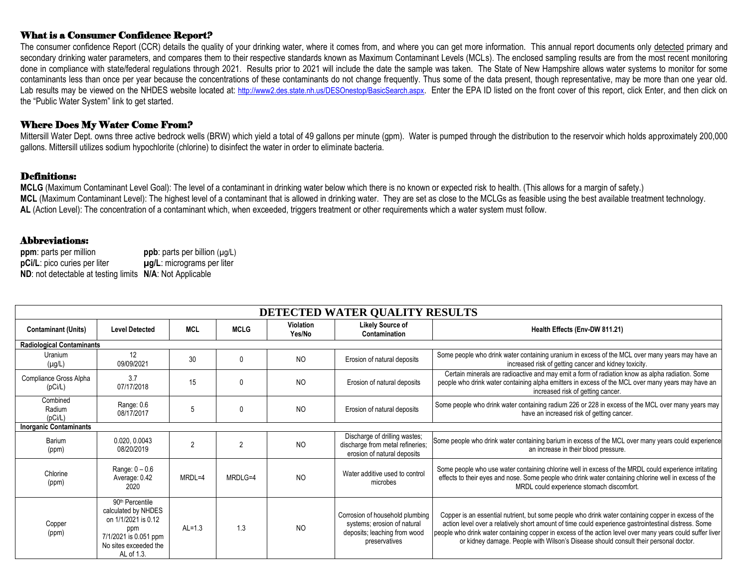## What is a Consumer Confidence Report?

The consumer confidence Report (CCR) details the quality of your drinking water, where it comes from, and where you can get more information. This annual report documents only detected primary and secondary drinking water parameters, and compares them to their respective standards known as Maximum Contaminant Levels (MCLs). The enclosed sampling results are from the most recent monitoring done in compliance with state/federal regulations through 2021. Results prior to 2021 will include the date the sample was taken. The State of New Hampshire allows water systems to monitor for some contaminants less than once per year because the concentrations of these contaminants do not change frequently. Thus some of the data present, though representative, may be more than one year old. Lab results may be viewed on the NHDES website located at: http://www2.des.state.nh.us/DESOnestop/BasicSearch.aspx. Enter the EPA ID listed on the front cover of this report, click Enter, and then click on the "Public Water System" link to get started.

## Where Does My Water Come From?

Mittersill Water Dept. owns three active bedrock wells (BRW) which yield a total of 49 gallons per minute (gpm). Water is pumped through the distribution to the reservoir which holds approximately 200,000 gallons. Mittersill utilizes sodium hypochlorite (chlorine) to disinfect the water in order to eliminate bacteria.

## Definitions:

**MCLG** (Maximum Contaminant Level Goal): The level of a contaminant in drinking water below which there is no known or expected risk to health. (This allows for a margin of safety.)
**MCL** (Maximum Contaminant Level): The highest level of a contaminant that is allowed in drinking water. They are set as close to the MCLGs as feasible using the best available treatment technology.
**AL** (Action Level): The concentration of a contaminant which, when exceeded, triggers treatment or other requirements which a water system must follow.

## Abbreviations:

**ppm**: parts per million **ppb**: parts per billion (µg/L)
**pCi/L**: pico curies per liter **µg/L**: micrograms per liter
**ND**: not detectable at testing limits **N/A**: Not Applicable

| DETECTED WATER QUALITY RESULTS | | | | | | |
|---|---|---|---|---|---|---|
| **Contaminant (Units)** | **Level Detected** | **MCL** | **MCLG** | **Violation Yes/No** | **Likely Source of Contamination** | **Health Effects (Env-DW 811.21)** |
| **Radiological Contaminants** | | | | | | |
| Uranium (µg/L) | 12 09/09/2021 | 30 | 0 | NO | Erosion of natural deposits | Some people who drink water containing uranium in excess of the MCL over many years may have an increased risk of getting cancer and kidney toxicity. |
| Compliance Gross Alpha (pCi/L) | 3.7 07/17/2018 | 15 | 0 | NO | Erosion of natural deposits | Certain minerals are radioactive and may emit a form of radiation know as alpha radiation. Some people who drink water containing alpha emitters in excess of the MCL over many years may have an increased risk of getting cancer. |
| Combined Radium (pCi/L) | Range: 0.6 08/17/2017 | 5 | 0 | NO | Erosion of natural deposits | Some people who drink water containing radium 226 or 228 in excess of the MCL over many years may have an increased risk of getting cancer. |
| **Inorganic Contaminants** | | | | | | |
| Barium (ppm) | 0.020, 0.0043 08/20/2019 | 2 | 2 | NO | Discharge of drilling wastes; discharge from metal refineries; erosion of natural deposits | Some people who drink water containing barium in excess of the MCL over many years could experience an increase in their blood pressure. |
| Chlorine (ppm) | Range: 0 – 0.6 Average: 0.42 2020 | MRDL=4 | MRDLG=4 | NO | Water additive used to control microbes | Some people who use water containing chlorine well in excess of the MRDL could experience irritating effects to their eyes and nose. Some people who drink water containing chlorine well in excess of the MRDL could experience stomach discomfort. |
| Copper (ppm) | 90th Percentile calculated by NHDES on 1/1/2021 is 0.12 ppm 7/1/2021 is 0.051 ppm No sites exceeded the AL of 1.3. | AL=1.3 | 1.3 | NO | Corrosion of household plumbing systems; erosion of natural deposits; leaching from wood preservatives | Copper is an essential nutrient, but some people who drink water containing copper in excess of the action level over a relatively short amount of time could experience gastrointestinal distress. Some people who drink water containing copper in excess of the action level over many years could suffer liver or kidney damage. People with Wilson's Disease should consult their personal doctor. |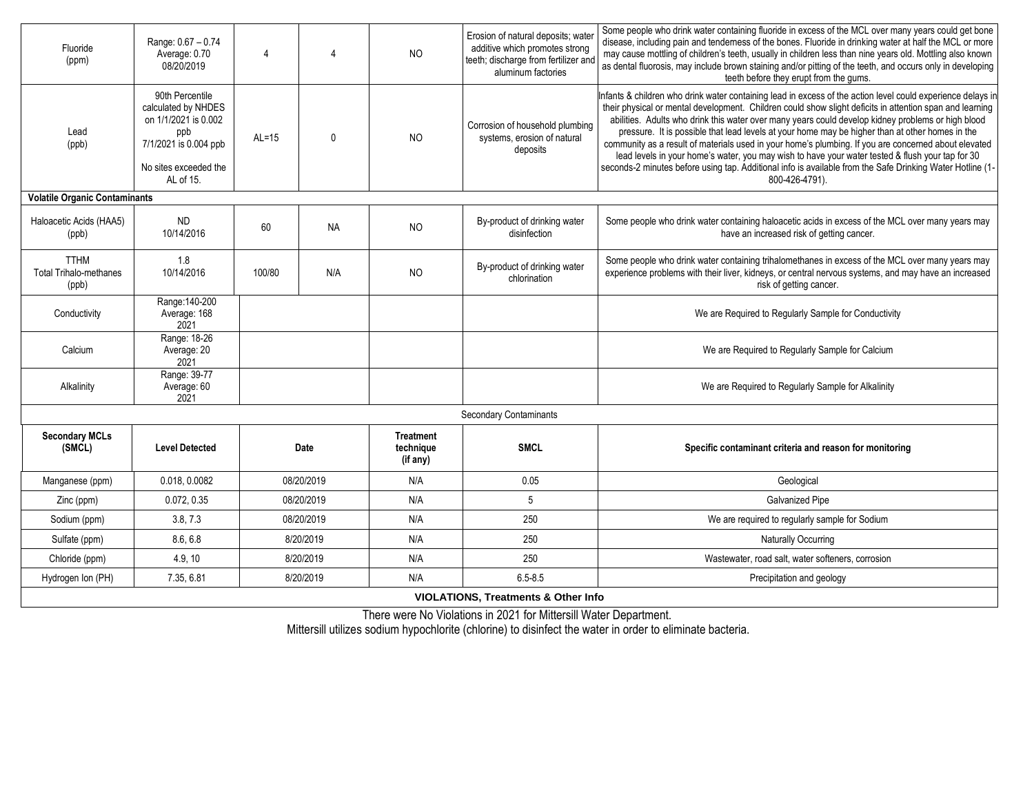| | | | | | | |
|---|---|---|---|---|---|---|
| Fluoride (ppm) | Range: 0.67 – 0.74 Average: 0.70 08/20/2019 | 4 | 4 | NO | Erosion of natural deposits; water additive which promotes strong teeth; discharge from fertilizer and aluminum factories | Some people who drink water containing fluoride in excess of the MCL over many years could get bone disease, including pain and tenderness of the bones. Fluoride in drinking water at half the MCL or more may cause mottling of children's teeth, usually in children less than nine years old. Mottling also known as dental fluorosis, may include brown staining and/or pitting of the teeth, and occurs only in developing teeth before they erupt from the gums. |
| Lead (ppb) | 90th Percentile calculated by NHDES on 1/1/2021 is 0.002 ppb 7/1/2021 is 0.004 ppb No sites exceeded the AL of 15. | AL=15 | 0 | NO | Corrosion of household plumbing systems, erosion of natural deposits | Infants & children who drink water containing lead in excess of the action level could experience delays in their physical or mental development. Children could show slight deficits in attention span and learning abilities. Adults who drink this water over many years could develop kidney problems or high blood pressure. It is possible that lead levels at your home may be higher than at other homes in the community as a result of materials used in your home's plumbing. If you are concerned about elevated lead levels in your home's water, you may wish to have your water tested & flush your tap for 30 seconds-2 minutes before using tap. Additional info is available from the Safe Drinking Water Hotline (1-800-426-4791). |
| **Volatile Organic Contaminants** | | | | | | |
| Haloacetic Acids (HAA5) (ppb) | ND 10/14/2016 | 60 | NA | NO | By-product of drinking water disinfection | Some people who drink water containing haloacetic acids in excess of the MCL over many years may have an increased risk of getting cancer. |
| TTHM Total Trihalo-methanes (ppb) | 1.8 10/14/2016 | 100/80 | N/A | NO | By-product of drinking water chlorination | Some people who drink water containing trihalomethanes in excess of the MCL over many years may experience problems with their liver, kidneys, or central nervous systems, and may have an increased risk of getting cancer. |
| Conductivity | Range:140-200 Average: 168 2021 | | | | | We are Required to Regularly Sample for Conductivity |
| Calcium | Range: 18-26 Average: 20 2021 | | | | | We are Required to Regularly Sample for Calcium |
| Alkalinity | Range: 39-77 Average: 60 2021 | | | | | We are Required to Regularly Sample for Alkalinity |

Secondary Contaminants

| Secondary MCLs (SMCL) | Level Detected | Date | Treatment technique (if any) | SMCL | Specific contaminant criteria and reason for monitoring |
|---|---|---|---|---|---|
| Manganese (ppm) | 0.018, 0.0082 | 08/20/2019 | N/A | 0.05 | Geological |
| Zinc (ppm) | 0.072, 0.35 | 08/20/2019 | N/A | 5 | Galvanized Pipe |
| Sodium (ppm) | 3.8, 7.3 | 08/20/2019 | N/A | 250 | We are required to regularly sample for Sodium |
| Sulfate (ppm) | 8.6, 6.8 | 8/20/2019 | N/A | 250 | Naturally Occurring |
| Chloride (ppm) | 4.9, 10 | 8/20/2019 | N/A | 250 | Wastewater, road salt, water softeners, corrosion |
| Hydrogen Ion (PH) | 7.35, 6.81 | 8/20/2019 | N/A | 6.5-8.5 | Precipitation and geology |

**VIOLATIONS, Treatments & Other Info**

There were No Violations in 2021 for Mittersill Water Department.

Mittersill utilizes sodium hypochlorite (chlorine) to disinfect the water in order to eliminate bacteria.